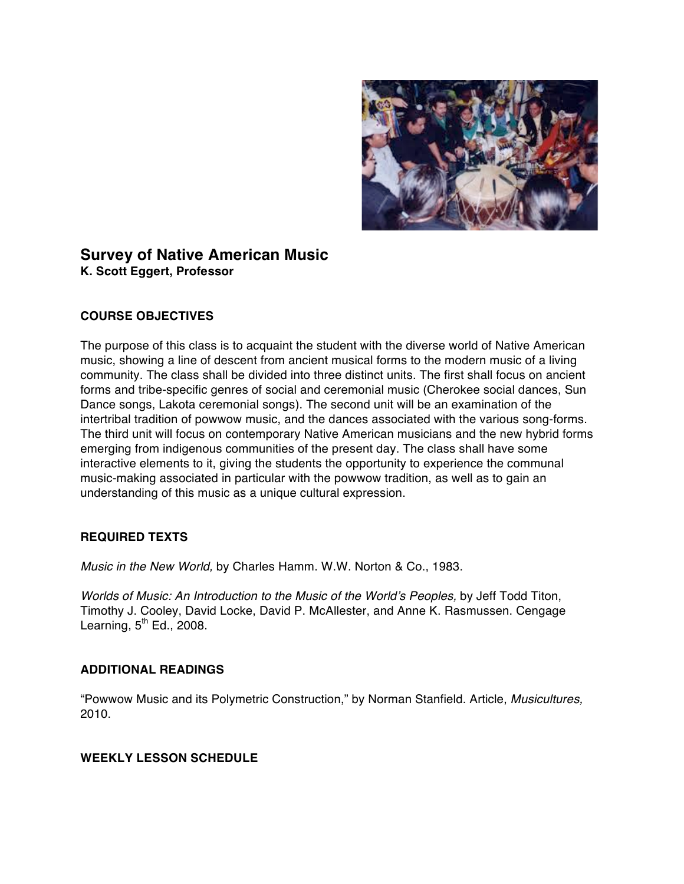# Survey of Native American Music

**K. Scott Eggert, Professor**

## COURSE OBJECTIVES

The purpose of this class is to acquaint the student with the diverse world of Native American music, showing a line of descent from ancient musical forms to the modern music of a living community. The class shall be divided into three distinct units. The first shall focus on ancient forms and tribe-specific genres of social and ceremonial music (Cherokee social dances, Sun Dance songs, Lakota ceremonial songs). The second unit will be an examination of the intertribal tradition of powwow music, and the dances associated with the various song-forms. The third unit will focus on contemporary Native American musicians and the new hybrid forms emerging from indigenous communities of the present day. The class shall have some interactive elements to it, giving the students the opportunity to experience the communal music-making associated in particular with the powwow tradition, as well as to gain an understanding of this music as a unique cultural expression.

## REQUIRED TEXTS

*Music in the New World,* by Charles Hamm. W.W. Norton & Co., 1983.

*Worlds of Music: An Introduction to the Music of the World's Peoples,* by Jeff Todd Titon, Timothy J. Cooley, David Locke, David P. McAllester, and Anne K. Rasmussen. Cengage Learning, 5th Ed., 2008.

## ADDITIONAL READINGS

"Powwow Music and its Polymetric Construction," by Norman Stanfield. Article, *Musicultures,* 2010.

## WEEKLY LESSON SCHEDULE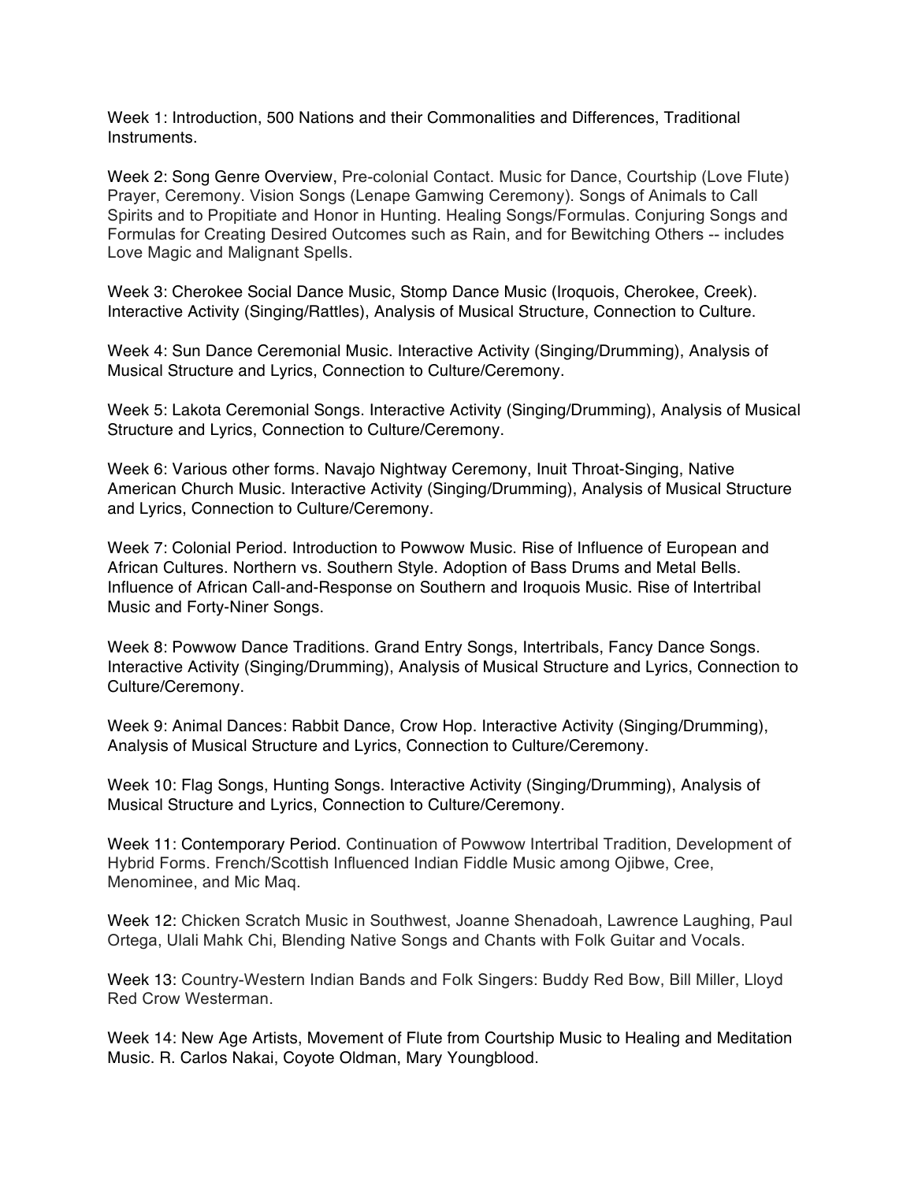Week 1: Introduction, 500 Nations and their Commonalities and Differences, Traditional Instruments.

Week 2: Song Genre Overview, Pre-colonial Contact. Music for Dance, Courtship (Love Flute) Prayer, Ceremony. Vision Songs (Lenape Gamwing Ceremony). Songs of Animals to Call Spirits and to Propitiate and Honor in Hunting. Healing Songs/Formulas. Conjuring Songs and Formulas for Creating Desired Outcomes such as Rain, and for Bewitching Others -- includes Love Magic and Malignant Spells.

Week 3: Cherokee Social Dance Music, Stomp Dance Music (Iroquois, Cherokee, Creek). Interactive Activity (Singing/Rattles), Analysis of Musical Structure, Connection to Culture.

Week 4: Sun Dance Ceremonial Music. Interactive Activity (Singing/Drumming), Analysis of Musical Structure and Lyrics, Connection to Culture/Ceremony.

Week 5: Lakota Ceremonial Songs. Interactive Activity (Singing/Drumming), Analysis of Musical Structure and Lyrics, Connection to Culture/Ceremony.

Week 6: Various other forms. Navajo Nightway Ceremony, Inuit Throat-Singing, Native American Church Music. Interactive Activity (Singing/Drumming), Analysis of Musical Structure and Lyrics, Connection to Culture/Ceremony.

Week 7: Colonial Period. Introduction to Powwow Music. Rise of Influence of European and African Cultures. Northern vs. Southern Style. Adoption of Bass Drums and Metal Bells. Influence of African Call-and-Response on Southern and Iroquois Music. Rise of Intertribal Music and Forty-Niner Songs.

Week 8: Powwow Dance Traditions. Grand Entry Songs, Intertribals, Fancy Dance Songs. Interactive Activity (Singing/Drumming), Analysis of Musical Structure and Lyrics, Connection to Culture/Ceremony.

Week 9: Animal Dances: Rabbit Dance, Crow Hop. Interactive Activity (Singing/Drumming), Analysis of Musical Structure and Lyrics, Connection to Culture/Ceremony.

Week 10: Flag Songs, Hunting Songs. Interactive Activity (Singing/Drumming), Analysis of Musical Structure and Lyrics, Connection to Culture/Ceremony.

Week 11: Contemporary Period. Continuation of Powwow Intertribal Tradition, Development of Hybrid Forms. French/Scottish Influenced Indian Fiddle Music among Ojibwe, Cree, Menominee, and Mic Maq.

Week 12: Chicken Scratch Music in Southwest, Joanne Shenadoah, Lawrence Laughing, Paul Ortega, Ulali Mahk Chi, Blending Native Songs and Chants with Folk Guitar and Vocals.

Week 13: Country-Western Indian Bands and Folk Singers: Buddy Red Bow, Bill Miller, Lloyd Red Crow Westerman.

Week 14: New Age Artists, Movement of Flute from Courtship Music to Healing and Meditation Music. R. Carlos Nakai, Coyote Oldman, Mary Youngblood.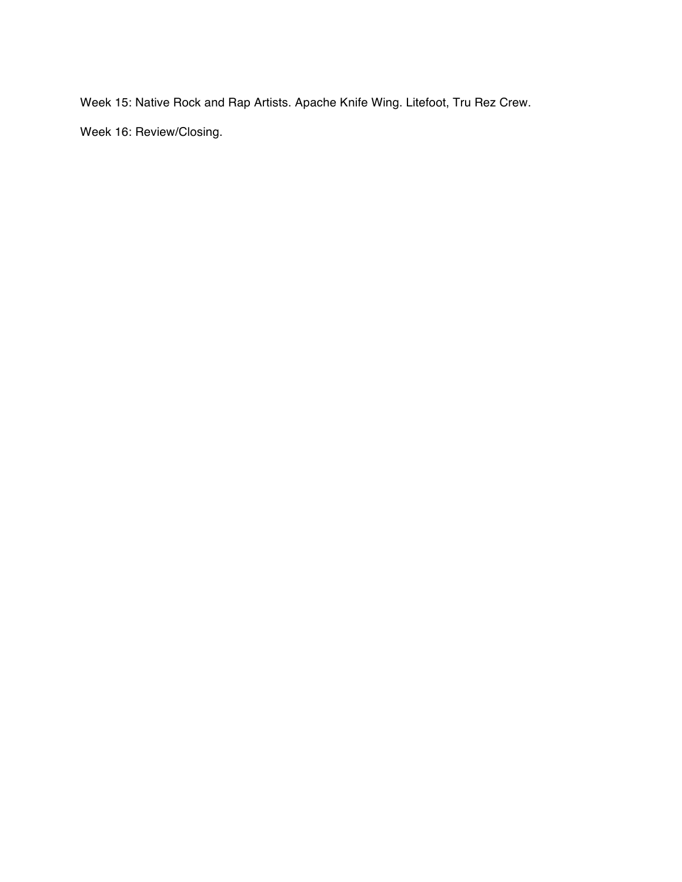Week 15: Native Rock and Rap Artists. Apache Knife Wing. Litefoot, Tru Rez Crew.

Week 16: Review/Closing.